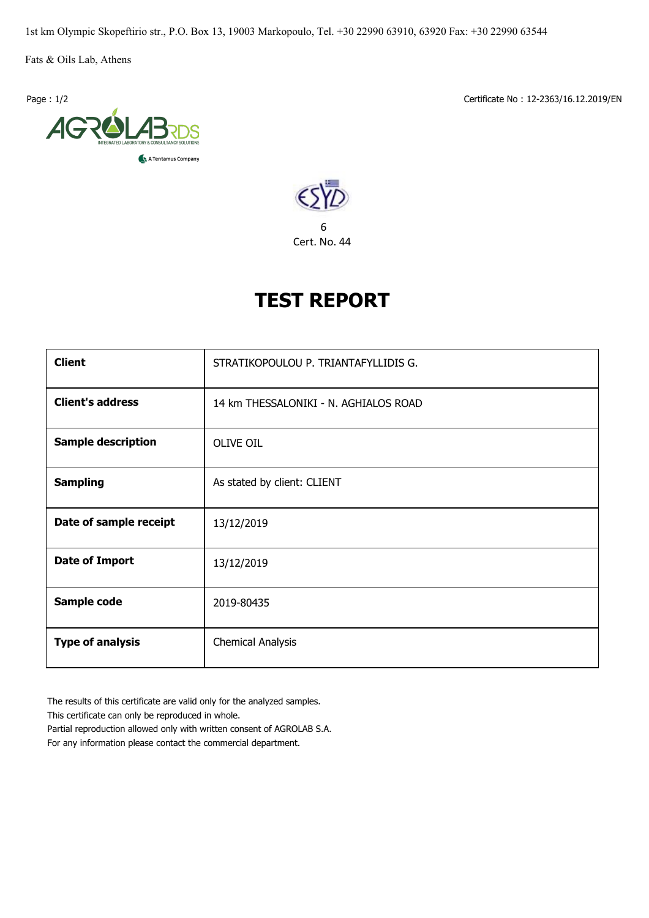1st km Olympic Skopeftirio str., P.O. Box 13, 19003 Markopoulo, Tel. +30 22990 63910, 63920 Fax: +30 22990 63544

Fats & Oils Lab, Athens

Certificate No : 12-2363/16.12.2019/EN

AGROLAB RDS
INTEGRATED LABORATORY & CONSULTANCY SOLUTIONS
A Tentamus Company

ESYD
6
Cert. No. 44

# TEST REPORT

| | |
|---|---|
| **Client** | STRATIKOPOULOU P. TRIANTAFYLLIDIS G. |
| **Client's address** | 14 km THESSALONIKI - N. AGHIALOS ROAD |
| **Sample description** | OLIVE OIL |
| **Sampling** | As stated by client: CLIENT |
| **Date of sample receipt** | 13/12/2019 |
| **Date of Import** | 13/12/2019 |
| **Sample code** | 2019-80435 |
| **Type of analysis** | Chemical Analysis |

The results of this certificate are valid only for the analyzed samples.
This certificate can only be reproduced in whole.
Partial reproduction allowed only with written consent of AGROLAB S.A.
For any information please contact the commercial department.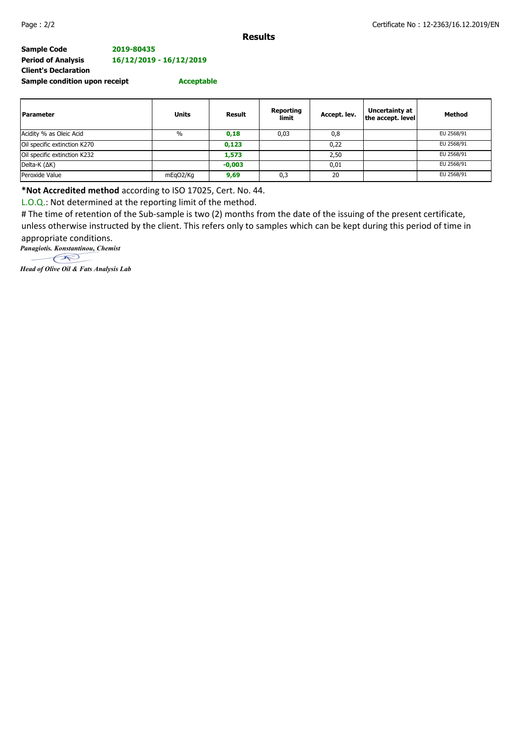## Results

**Sample Code** **2019-80435**
**Period of Analysis** **16/12/2019 - 16/12/2019**
**Client's Declaration**
**Sample condition upon receipt** **Acceptable**

| Parameter | Units | Result | Reporting limit | Accept. lev. | Uncertainty at the accept. level | Method |
|---|---|---|---|---|---|---|
| Acidity % as Oleic Acid | % | **0,18** | 0,03 | 0,8 | | EU 2568/91 |
| Oil specific extinction K270 | | **0,123** | | 0,22 | | EU 2568/91 |
| Oil specific extinction K232 | | **1,573** | | 2,50 | | EU 2568/91 |
| Delta-K (ΔK) | | **-0,003** | | 0,01 | | EU 2568/91 |
| Peroxide Value | mEqO2/Kg | **9,69** | 0,3 | 20 | | EU 2568/91 |

***Not Accredited method** according to ISO 17025, Cert. No. 44.

L.O.Q.: Not determined at the reporting limit of the method.

# The time of retention of the Sub-sample is two (2) months from the date of the issuing of the present certificate, unless otherwise instructed by the client. This refers only to samples which can be kept during this period of time in appropriate conditions.

***Panagiotis. Konstantinou, Chemist***

***Head of Olive Oil & Fats Analysis Lab***